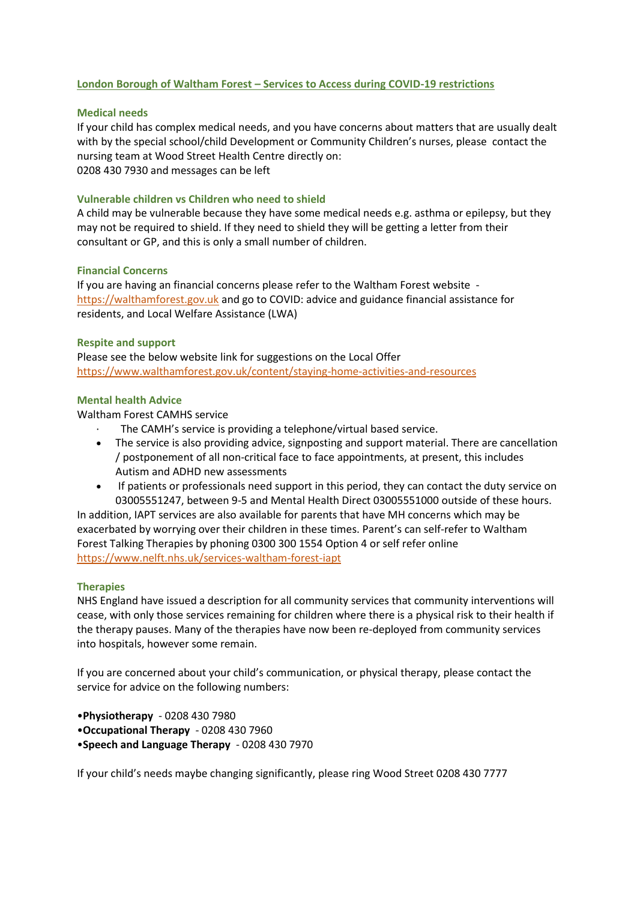## London Borough of Waltham Forest – Services to Access during COVID-19 restrictions

### Medical needs

If your child has complex medical needs, and you have concerns about matters that are usually dealt with by the special school/child Development or Community Children's nurses, please contact the nursing team at Wood Street Health Centre directly on:
0208 430 7930 and messages can be left

### Vulnerable children vs Children who need to shield

A child may be vulnerable because they have some medical needs e.g. asthma or epilepsy, but they may not be required to shield. If they need to shield they will be getting a letter from their consultant or GP, and this is only a small number of children.

### Financial Concerns

If you are having an financial concerns please refer to the Waltham Forest website - https://walthamforest.gov.uk and go to COVID: advice and guidance financial assistance for residents, and Local Welfare Assistance (LWA)

### Respite and support

Please see the below website link for suggestions on the Local Offer
https://www.walthamforest.gov.uk/content/staying-home-activities-and-resources

### Mental health Advice

Waltham Forest CAMHS service

- The CAMH's service is providing a telephone/virtual based service.
- The service is also providing advice, signposting and support material. There are cancellation / postponement of all non-critical face to face appointments, at present, this includes Autism and ADHD new assessments
- If patients or professionals need support in this period, they can contact the duty service on 03005551247, between 9-5 and Mental Health Direct 03005551000 outside of these hours.

In addition, IAPT services are also available for parents that have MH concerns which may be exacerbated by worrying over their children in these times. Parent's can self-refer to Waltham Forest Talking Therapies by phoning 0300 300 1554 Option 4 or self refer online
https://www.nelft.nhs.uk/services-waltham-forest-iapt

### Therapies

NHS England have issued a description for all community services that community interventions will cease, with only those services remaining for children where there is a physical risk to their health if the therapy pauses. Many of the therapies have now been re-deployed from community services into hospitals, however some remain.

If you are concerned about your child's communication, or physical therapy, please contact the service for advice on the following numbers:

- **Physiotherapy** - 0208 430 7980
- **Occupational Therapy** - 0208 430 7960
- **Speech and Language Therapy** - 0208 430 7970

If your child's needs maybe changing significantly, please ring Wood Street 0208 430 7777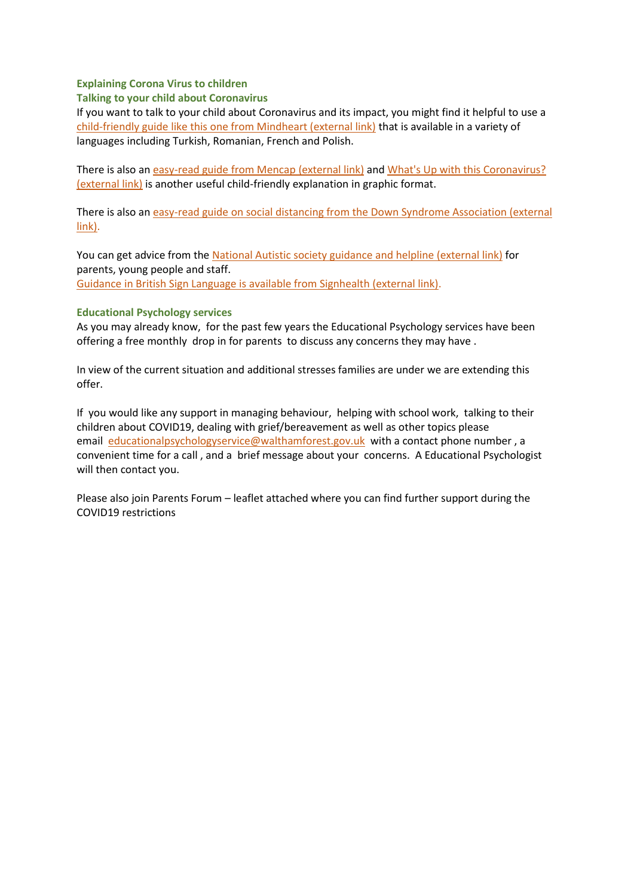## Explaining Corona Virus to children

### Talking to your child about Coronavirus

If you want to talk to your child about Coronavirus and its impact, you might find it helpful to use a child-friendly guide like this one from Mindheart (external link) that is available in a variety of languages including Turkish, Romanian, French and Polish.

There is also an easy-read guide from Mencap (external link) and What's Up with this Coronavirus? (external link) is another useful child-friendly explanation in graphic format.

There is also an easy-read guide on social distancing from the Down Syndrome Association (external link).

You can get advice from the National Autistic society guidance and helpline (external link) for parents, young people and staff.
Guidance in British Sign Language is available from Signhealth (external link).

### Educational Psychology services

As you may already know, for the past few years the Educational Psychology services have been offering a free monthly drop in for parents to discuss any concerns they may have .

In view of the current situation and additional stresses families are under we are extending this offer.

If you would like any support in managing behaviour, helping with school work, talking to their children about COVID19, dealing with grief/bereavement as well as other topics please email educationalpsychologyservice@walthamforest.gov.uk with a contact phone number , a convenient time for a call , and a brief message about your concerns. A Educational Psychologist will then contact you.

Please also join Parents Forum – leaflet attached where you can find further support during the COVID19 restrictions